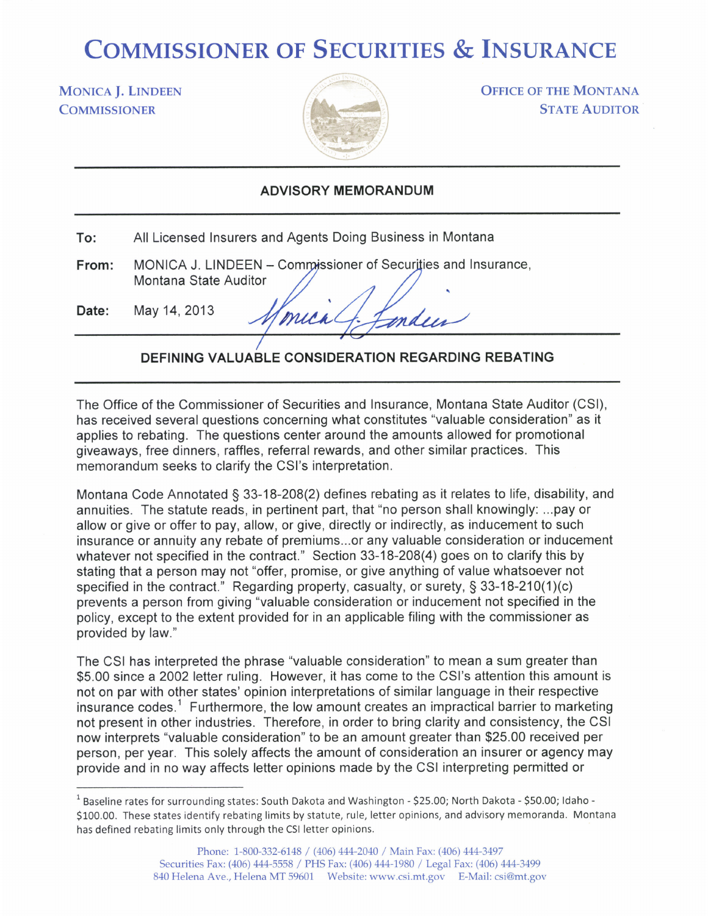# Commissioner of Securities & Insurance

**Monica J. Lindeen**
**Commissioner**

**Office of the Montana State Auditor**

---

## ADVISORY MEMORANDUM

---

**To:** All Licensed Insurers and Agents Doing Business in Montana

**From:** MONICA J. LINDEEN – Commissioner of Securities and Insurance, Montana State Auditor

**Date:** May 14, 2013

---

## DEFINING VALUABLE CONSIDERATION REGARDING REBATING

---

The Office of the Commissioner of Securities and Insurance, Montana State Auditor (CSI), has received several questions concerning what constitutes "valuable consideration" as it applies to rebating. The questions center around the amounts allowed for promotional giveaways, free dinners, raffles, referral rewards, and other similar practices. This memorandum seeks to clarify the CSI's interpretation.

Montana Code Annotated § 33-18-208(2) defines rebating as it relates to life, disability, and annuities. The statute reads, in pertinent part, that "no person shall knowingly: ...pay or allow or give or offer to pay, allow, or give, directly or indirectly, as inducement to such insurance or annuity any rebate of premiums...or any valuable consideration or inducement whatever not specified in the contract." Section 33-18-208(4) goes on to clarify this by stating that a person may not "offer, promise, or give anything of value whatsoever not specified in the contract." Regarding property, casualty, or surety, § 33-18-210(1)(c) prevents a person from giving "valuable consideration or inducement not specified in the policy, except to the extent provided for in an applicable filing with the commissioner as provided by law."

The CSI has interpreted the phrase "valuable consideration" to mean a sum greater than $5.00 since a 2002 letter ruling. However, it has come to the CSI's attention this amount is not on par with other states' opinion interpretations of similar language in their respective insurance codes.[1] Furthermore, the low amount creates an impractical barrier to marketing not present in other industries. Therefore, in order to bring clarity and consistency, the CSI now interprets "valuable consideration" to be an amount greater than $25.00 received per person, per year. This solely affects the amount of consideration an insurer or agency may provide and in no way affects letter opinions made by the CSI interpreting permitted or

---

[1] Baseline rates for surrounding states: South Dakota and Washington - $25.00; North Dakota - $50.00; Idaho - $100.00. These states identify rebating limits by statute, rule, letter opinions, and advisory memoranda. Montana has defined rebating limits only through the CSI letter opinions.

Phone: 1-800-332-6148 / (406) 444-2040 / Main Fax: (406) 444-3497
Securities Fax: (406) 444-5558 / PHS Fax: (406) 444-1980 / Legal Fax: (406) 444-3499
840 Helena Ave., Helena MT 59601 Website: www.csi.mt.gov E-Mail: csi@mt.gov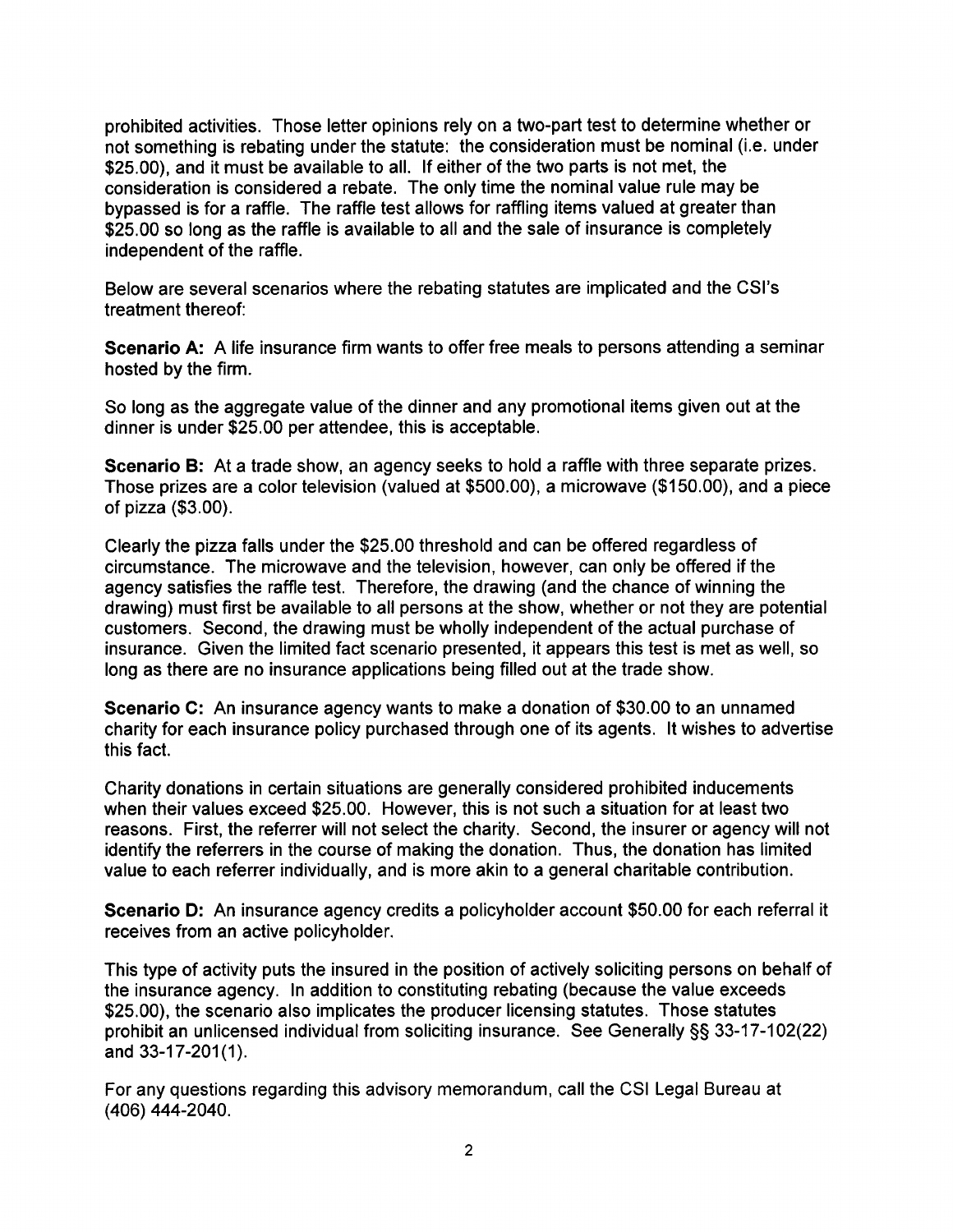prohibited activities. Those letter opinions rely on a two-part test to determine whether or not something is rebating under the statute: the consideration must be nominal (i.e. under $25.00), and it must be available to all. If either of the two parts is not met, the consideration is considered a rebate. The only time the nominal value rule may be bypassed is for a raffle. The raffle test allows for raffling items valued at greater than $25.00 so long as the raffle is available to all and the sale of insurance is completely independent of the raffle.

Below are several scenarios where the rebating statutes are implicated and the CSI's treatment thereof:

**Scenario A:** A life insurance firm wants to offer free meals to persons attending a seminar hosted by the firm.

So long as the aggregate value of the dinner and any promotional items given out at the dinner is under $25.00 per attendee, this is acceptable.

**Scenario B:** At a trade show, an agency seeks to hold a raffle with three separate prizes. Those prizes are a color television (valued at $500.00), a microwave ($150.00), and a piece of pizza ($3.00).

Clearly the pizza falls under the $25.00 threshold and can be offered regardless of circumstance. The microwave and the television, however, can only be offered if the agency satisfies the raffle test. Therefore, the drawing (and the chance of winning the drawing) must first be available to all persons at the show, whether or not they are potential customers. Second, the drawing must be wholly independent of the actual purchase of insurance. Given the limited fact scenario presented, it appears this test is met as well, so long as there are no insurance applications being filled out at the trade show.

**Scenario C:** An insurance agency wants to make a donation of $30.00 to an unnamed charity for each insurance policy purchased through one of its agents. It wishes to advertise this fact.

Charity donations in certain situations are generally considered prohibited inducements when their values exceed $25.00. However, this is not such a situation for at least two reasons. First, the referrer will not select the charity. Second, the insurer or agency will not identify the referrers in the course of making the donation. Thus, the donation has limited value to each referrer individually, and is more akin to a general charitable contribution.

**Scenario D:** An insurance agency credits a policyholder account $50.00 for each referral it receives from an active policyholder.

This type of activity puts the insured in the position of actively soliciting persons on behalf of the insurance agency. In addition to constituting rebating (because the value exceeds $25.00), the scenario also implicates the producer licensing statutes. Those statutes prohibit an unlicensed individual from soliciting insurance. See Generally §§ 33-17-102(22) and 33-17-201(1).

For any questions regarding this advisory memorandum, call the CSI Legal Bureau at (406) 444-2040.